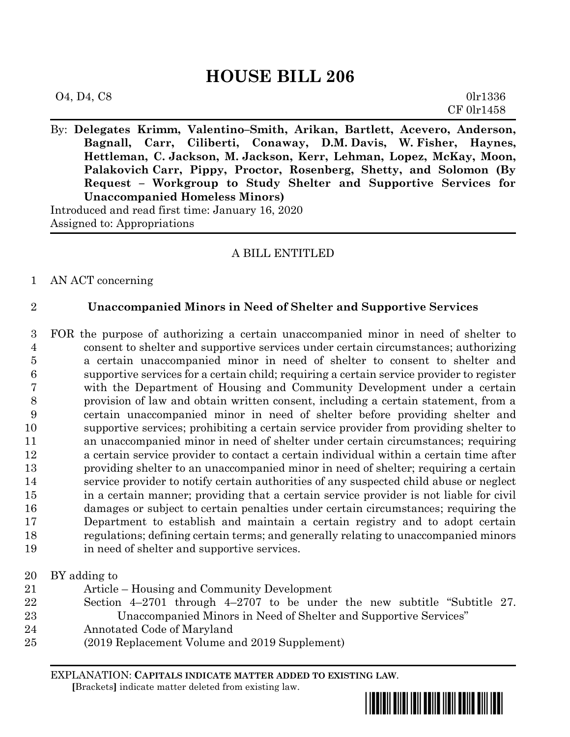# HOUSE BILL 206

O4, D4, C8 0lr1336
CF 0lr1458

By: **Delegates Krimm, Valentino–Smith, Arikan, Bartlett, Acevero, Anderson, Bagnall, Carr, Ciliberti, Conaway, D.M. Davis, W. Fisher, Haynes, Hettleman, C. Jackson, M. Jackson, Kerr, Lehman, Lopez, McKay, Moon, Palakovich Carr, Pippy, Proctor, Rosenberg, Shetty, and Solomon (By Request – Workgroup to Study Shelter and Supportive Services for Unaccompanied Homeless Minors)**
Introduced and read first time: January 16, 2020
Assigned to: Appropriations

A BILL ENTITLED

1 AN ACT concerning

2 **Unaccompanied Minors in Need of Shelter and Supportive Services**

3 FOR the purpose of authorizing a certain unaccompanied minor in need of shelter to
4 consent to shelter and supportive services under certain circumstances; authorizing
5 a certain unaccompanied minor in need of shelter to consent to shelter and
6 supportive services for a certain child; requiring a certain service provider to register
7 with the Department of Housing and Community Development under a certain
8 provision of law and obtain written consent, including a certain statement, from a
9 certain unaccompanied minor in need of shelter before providing shelter and
10 supportive services; prohibiting a certain service provider from providing shelter to
11 an unaccompanied minor in need of shelter under certain circumstances; requiring
12 a certain service provider to contact a certain individual within a certain time after
13 providing shelter to an unaccompanied minor in need of shelter; requiring a certain
14 service provider to notify certain authorities of any suspected child abuse or neglect
15 in a certain manner; providing that a certain service provider is not liable for civil
16 damages or subject to certain penalties under certain circumstances; requiring the
17 Department to establish and maintain a certain registry and to adopt certain
18 regulations; defining certain terms; and generally relating to unaccompanied minors
19 in need of shelter and supportive services.

20 BY adding to
21 Article – Housing and Community Development
22 Section 4–2701 through 4–2707 to be under the new subtitle "Subtitle 27.
23 Unaccompanied Minors in Need of Shelter and Supportive Services"
24 Annotated Code of Maryland
25 (2019 Replacement Volume and 2019 Supplement)

EXPLANATION: **CAPITALS INDICATE MATTER ADDED TO EXISTING LAW.**
**[**Brackets**]** indicate matter deleted from existing law.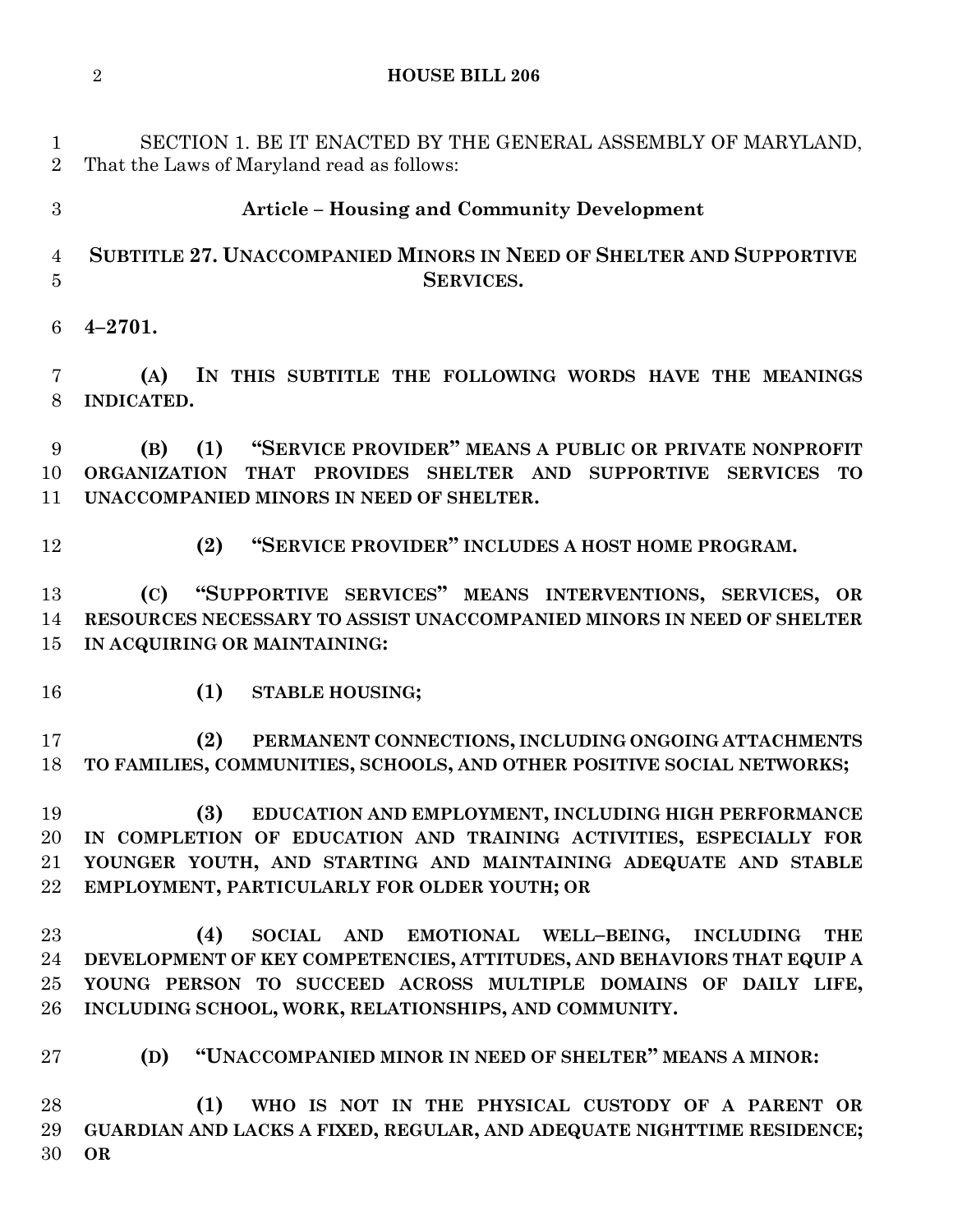SECTION 1. BE IT ENACTED BY THE GENERAL ASSEMBLY OF MARYLAND, That the Laws of Maryland read as follows:

### Article – Housing and Community Development

### SUBTITLE 27. UNACCOMPANIED MINORS IN NEED OF SHELTER AND SUPPORTIVE SERVICES.

**4–2701.**

**(A) IN THIS SUBTITLE THE FOLLOWING WORDS HAVE THE MEANINGS INDICATED.**

**(B) (1) "SERVICE PROVIDER" MEANS A PUBLIC OR PRIVATE NONPROFIT ORGANIZATION THAT PROVIDES SHELTER AND SUPPORTIVE SERVICES TO UNACCOMPANIED MINORS IN NEED OF SHELTER.**

**(2) "SERVICE PROVIDER" INCLUDES A HOST HOME PROGRAM.**

**(C) "SUPPORTIVE SERVICES" MEANS INTERVENTIONS, SERVICES, OR RESOURCES NECESSARY TO ASSIST UNACCOMPANIED MINORS IN NEED OF SHELTER IN ACQUIRING OR MAINTAINING:**

**(1) STABLE HOUSING;**

**(2) PERMANENT CONNECTIONS, INCLUDING ONGOING ATTACHMENTS TO FAMILIES, COMMUNITIES, SCHOOLS, AND OTHER POSITIVE SOCIAL NETWORKS;**

**(3) EDUCATION AND EMPLOYMENT, INCLUDING HIGH PERFORMANCE IN COMPLETION OF EDUCATION AND TRAINING ACTIVITIES, ESPECIALLY FOR YOUNGER YOUTH, AND STARTING AND MAINTAINING ADEQUATE AND STABLE EMPLOYMENT, PARTICULARLY FOR OLDER YOUTH; OR**

**(4) SOCIAL AND EMOTIONAL WELL–BEING, INCLUDING THE DEVELOPMENT OF KEY COMPETENCIES, ATTITUDES, AND BEHAVIORS THAT EQUIP A YOUNG PERSON TO SUCCEED ACROSS MULTIPLE DOMAINS OF DAILY LIFE, INCLUDING SCHOOL, WORK, RELATIONSHIPS, AND COMMUNITY.**

**(D) "UNACCOMPANIED MINOR IN NEED OF SHELTER" MEANS A MINOR:**

**(1) WHO IS NOT IN THE PHYSICAL CUSTODY OF A PARENT OR GUARDIAN AND LACKS A FIXED, REGULAR, AND ADEQUATE NIGHTTIME RESIDENCE; OR**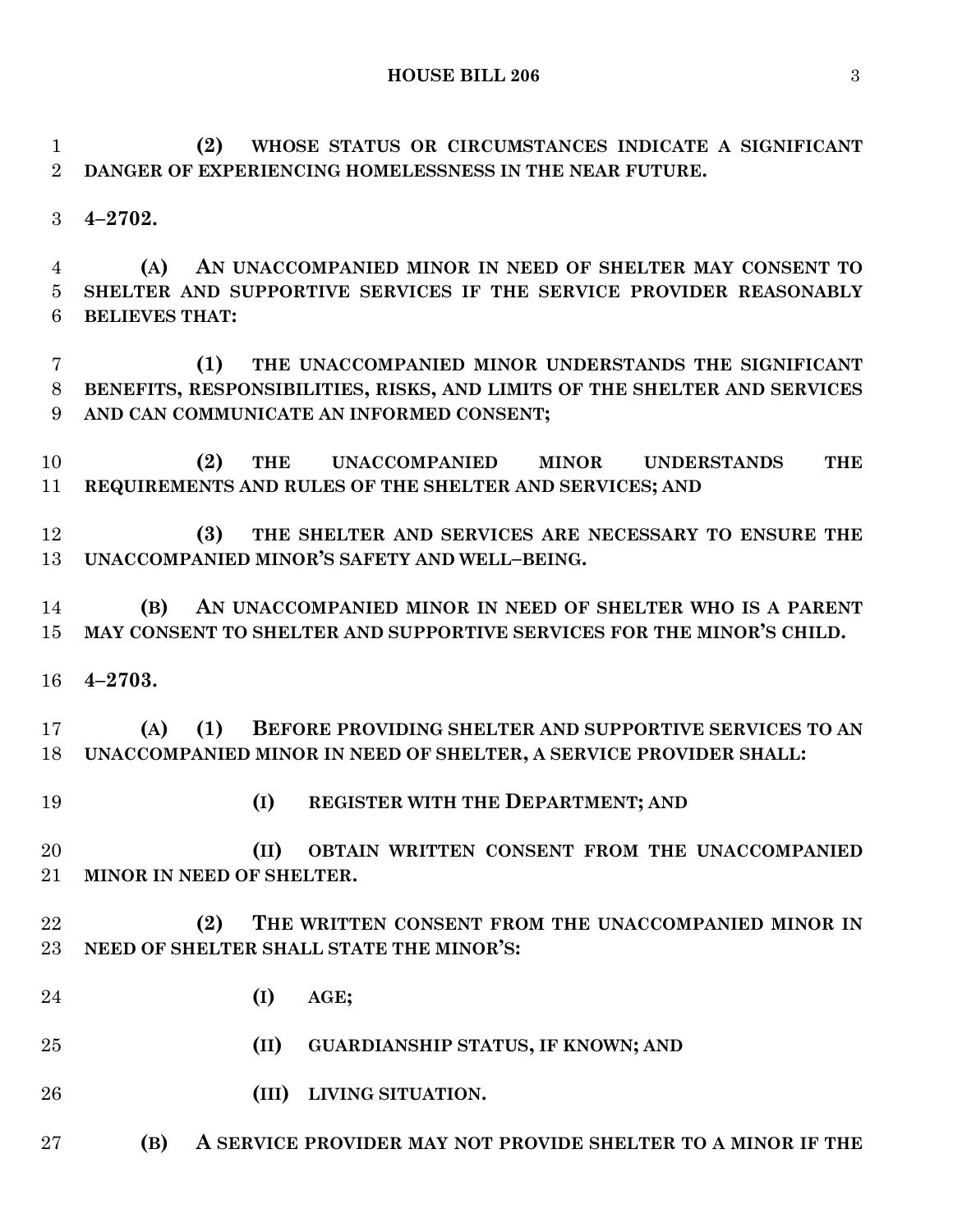**(2) WHOSE STATUS OR CIRCUMSTANCES INDICATE A SIGNIFICANT DANGER OF EXPERIENCING HOMELESSNESS IN THE NEAR FUTURE.**

**4–2702.**

**(A) AN UNACCOMPANIED MINOR IN NEED OF SHELTER MAY CONSENT TO SHELTER AND SUPPORTIVE SERVICES IF THE SERVICE PROVIDER REASONABLY BELIEVES THAT:**

**(1) THE UNACCOMPANIED MINOR UNDERSTANDS THE SIGNIFICANT BENEFITS, RESPONSIBILITIES, RISKS, AND LIMITS OF THE SHELTER AND SERVICES AND CAN COMMUNICATE AN INFORMED CONSENT;**

**(2) THE UNACCOMPANIED MINOR UNDERSTANDS THE REQUIREMENTS AND RULES OF THE SHELTER AND SERVICES; AND**

**(3) THE SHELTER AND SERVICES ARE NECESSARY TO ENSURE THE UNACCOMPANIED MINOR'S SAFETY AND WELL–BEING.**

**(B) AN UNACCOMPANIED MINOR IN NEED OF SHELTER WHO IS A PARENT MAY CONSENT TO SHELTER AND SUPPORTIVE SERVICES FOR THE MINOR'S CHILD.**

**4–2703.**

**(A) (1) BEFORE PROVIDING SHELTER AND SUPPORTIVE SERVICES TO AN UNACCOMPANIED MINOR IN NEED OF SHELTER, A SERVICE PROVIDER SHALL:**

**(I) REGISTER WITH THE DEPARTMENT; AND**

**(II) OBTAIN WRITTEN CONSENT FROM THE UNACCOMPANIED MINOR IN NEED OF SHELTER.**

**(2) THE WRITTEN CONSENT FROM THE UNACCOMPANIED MINOR IN NEED OF SHELTER SHALL STATE THE MINOR'S:**

**(I) AGE;**

**(II) GUARDIANSHIP STATUS, IF KNOWN; AND**

**(III) LIVING SITUATION.**

**(B) A SERVICE PROVIDER MAY NOT PROVIDE SHELTER TO A MINOR IF THE**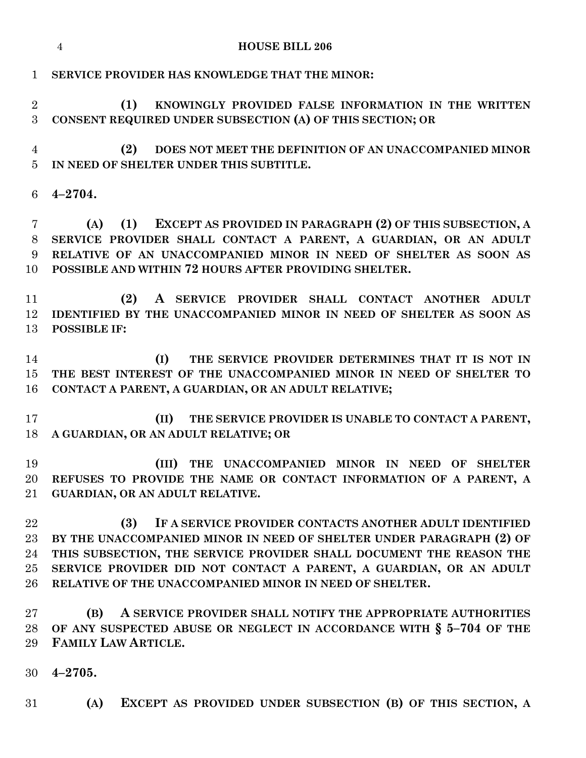**SERVICE PROVIDER HAS KNOWLEDGE THAT THE MINOR:**

**(1) KNOWINGLY PROVIDED FALSE INFORMATION IN THE WRITTEN CONSENT REQUIRED UNDER SUBSECTION (A) OF THIS SECTION; OR**

**(2) DOES NOT MEET THE DEFINITION OF AN UNACCOMPANIED MINOR IN NEED OF SHELTER UNDER THIS SUBTITLE.**

**4–2704.**

**(A) (1) EXCEPT AS PROVIDED IN PARAGRAPH (2) OF THIS SUBSECTION, A SERVICE PROVIDER SHALL CONTACT A PARENT, A GUARDIAN, OR AN ADULT RELATIVE OF AN UNACCOMPANIED MINOR IN NEED OF SHELTER AS SOON AS POSSIBLE AND WITHIN 72 HOURS AFTER PROVIDING SHELTER.**

**(2) A SERVICE PROVIDER SHALL CONTACT ANOTHER ADULT IDENTIFIED BY THE UNACCOMPANIED MINOR IN NEED OF SHELTER AS SOON AS POSSIBLE IF:**

**(I) THE SERVICE PROVIDER DETERMINES THAT IT IS NOT IN THE BEST INTEREST OF THE UNACCOMPANIED MINOR IN NEED OF SHELTER TO CONTACT A PARENT, A GUARDIAN, OR AN ADULT RELATIVE;**

**(II) THE SERVICE PROVIDER IS UNABLE TO CONTACT A PARENT, A GUARDIAN, OR AN ADULT RELATIVE; OR**

**(III) THE UNACCOMPANIED MINOR IN NEED OF SHELTER REFUSES TO PROVIDE THE NAME OR CONTACT INFORMATION OF A PARENT, A GUARDIAN, OR AN ADULT RELATIVE.**

**(3) IF A SERVICE PROVIDER CONTACTS ANOTHER ADULT IDENTIFIED BY THE UNACCOMPANIED MINOR IN NEED OF SHELTER UNDER PARAGRAPH (2) OF THIS SUBSECTION, THE SERVICE PROVIDER SHALL DOCUMENT THE REASON THE SERVICE PROVIDER DID NOT CONTACT A PARENT, A GUARDIAN, OR AN ADULT RELATIVE OF THE UNACCOMPANIED MINOR IN NEED OF SHELTER.**

**(B) A SERVICE PROVIDER SHALL NOTIFY THE APPROPRIATE AUTHORITIES OF ANY SUSPECTED ABUSE OR NEGLECT IN ACCORDANCE WITH § 5–704 OF THE FAMILY LAW ARTICLE.**

**4–2705.**

**(A) EXCEPT AS PROVIDED UNDER SUBSECTION (B) OF THIS SECTION, A**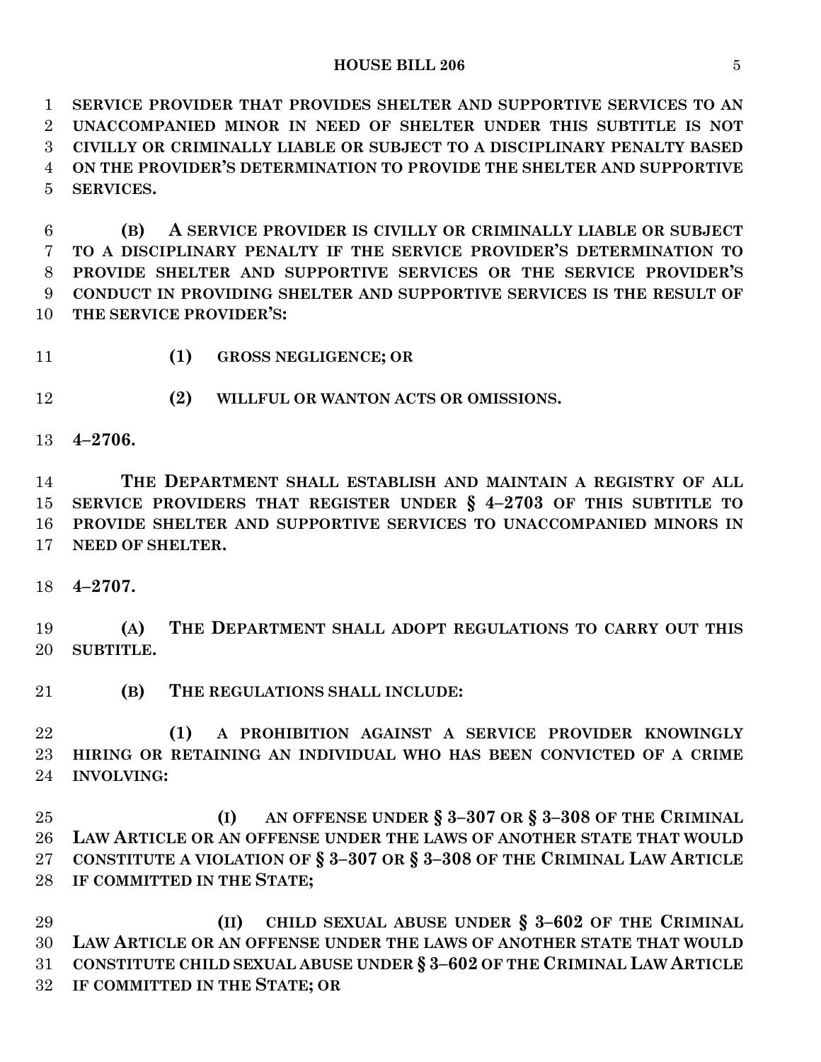**SERVICE PROVIDER THAT PROVIDES SHELTER AND SUPPORTIVE SERVICES TO AN UNACCOMPANIED MINOR IN NEED OF SHELTER UNDER THIS SUBTITLE IS NOT CIVILLY OR CRIMINALLY LIABLE OR SUBJECT TO A DISCIPLINARY PENALTY BASED ON THE PROVIDER'S DETERMINATION TO PROVIDE THE SHELTER AND SUPPORTIVE SERVICES.**

**(B) A SERVICE PROVIDER IS CIVILLY OR CRIMINALLY LIABLE OR SUBJECT TO A DISCIPLINARY PENALTY IF THE SERVICE PROVIDER'S DETERMINATION TO PROVIDE SHELTER AND SUPPORTIVE SERVICES OR THE SERVICE PROVIDER'S CONDUCT IN PROVIDING SHELTER AND SUPPORTIVE SERVICES IS THE RESULT OF THE SERVICE PROVIDER'S:**

**(1) GROSS NEGLIGENCE; OR**

**(2) WILLFUL OR WANTON ACTS OR OMISSIONS.**

**4–2706.**

**THE DEPARTMENT SHALL ESTABLISH AND MAINTAIN A REGISTRY OF ALL SERVICE PROVIDERS THAT REGISTER UNDER § 4–2703 OF THIS SUBTITLE TO PROVIDE SHELTER AND SUPPORTIVE SERVICES TO UNACCOMPANIED MINORS IN NEED OF SHELTER.**

**4–2707.**

**(A) THE DEPARTMENT SHALL ADOPT REGULATIONS TO CARRY OUT THIS SUBTITLE.**

**(B) THE REGULATIONS SHALL INCLUDE:**

**(1) A PROHIBITION AGAINST A SERVICE PROVIDER KNOWINGLY HIRING OR RETAINING AN INDIVIDUAL WHO HAS BEEN CONVICTED OF A CRIME INVOLVING:**

**(I) AN OFFENSE UNDER § 3–307 OR § 3–308 OF THE CRIMINAL LAW ARTICLE OR AN OFFENSE UNDER THE LAWS OF ANOTHER STATE THAT WOULD CONSTITUTE A VIOLATION OF § 3–307 OR § 3–308 OF THE CRIMINAL LAW ARTICLE IF COMMITTED IN THE STATE;**

**(II) CHILD SEXUAL ABUSE UNDER § 3–602 OF THE CRIMINAL LAW ARTICLE OR AN OFFENSE UNDER THE LAWS OF ANOTHER STATE THAT WOULD CONSTITUTE CHILD SEXUAL ABUSE UNDER § 3–602 OF THE CRIMINAL LAW ARTICLE IF COMMITTED IN THE STATE; OR**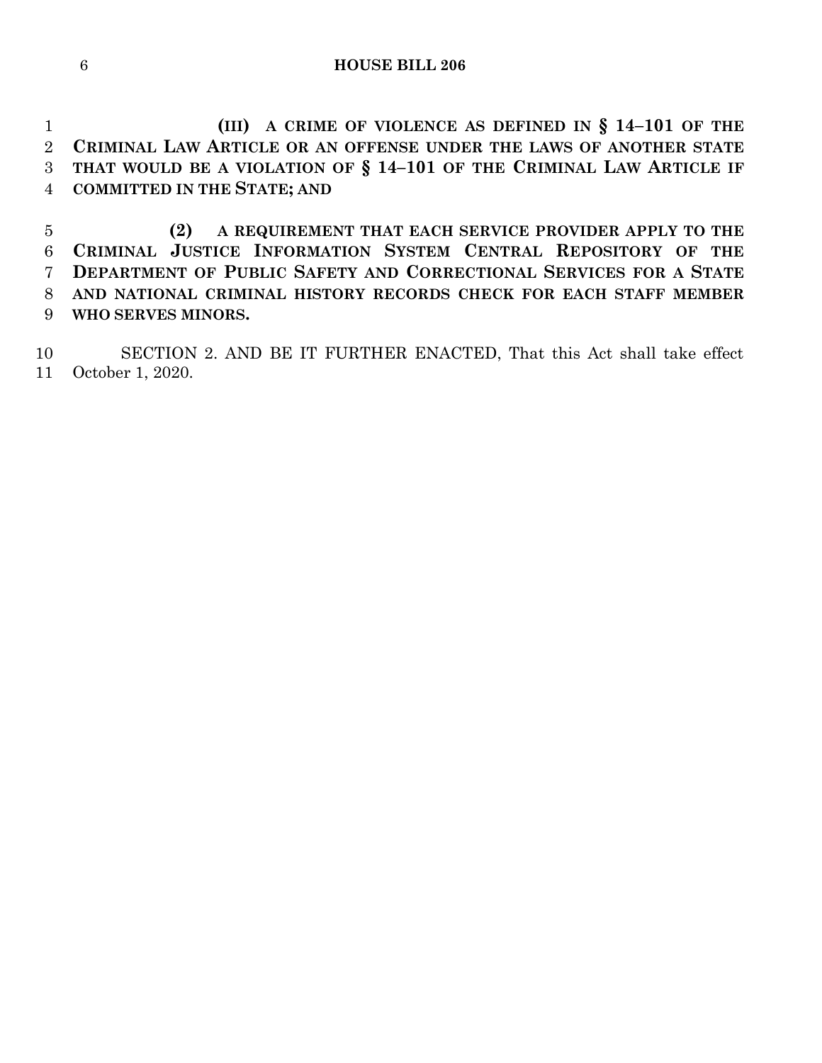**(III) A CRIME OF VIOLENCE AS DEFINED IN § 14–101 OF THE CRIMINAL LAW ARTICLE OR AN OFFENSE UNDER THE LAWS OF ANOTHER STATE THAT WOULD BE A VIOLATION OF § 14–101 OF THE CRIMINAL LAW ARTICLE IF COMMITTED IN THE STATE; AND**

**(2) A REQUIREMENT THAT EACH SERVICE PROVIDER APPLY TO THE CRIMINAL JUSTICE INFORMATION SYSTEM CENTRAL REPOSITORY OF THE DEPARTMENT OF PUBLIC SAFETY AND CORRECTIONAL SERVICES FOR A STATE AND NATIONAL CRIMINAL HISTORY RECORDS CHECK FOR EACH STAFF MEMBER WHO SERVES MINORS.**

SECTION 2. AND BE IT FURTHER ENACTED, That this Act shall take effect October 1, 2020.